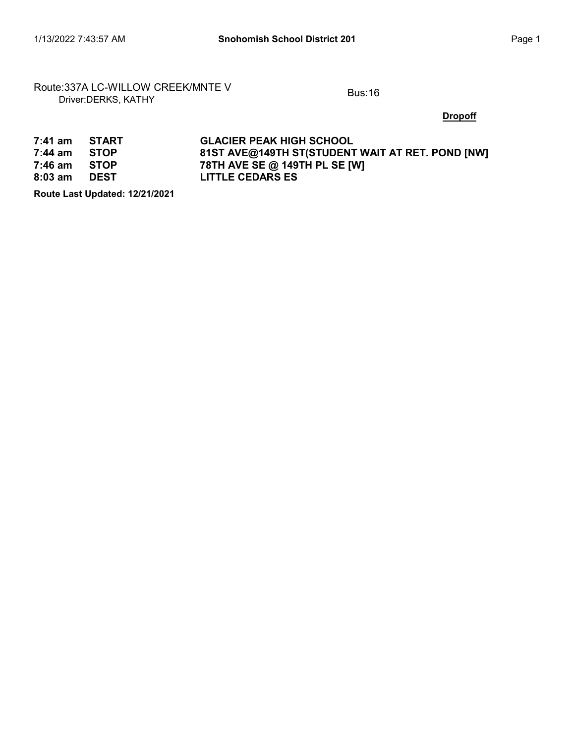Route:337A LC-WILLOW CREEK/MNTE V
Driver:DERKS, KATHY

Bus:16

**Dropoff**

| | | |
|---|---|---|
| **7:41 am** | **START** | **GLACIER PEAK HIGH SCHOOL** |
| **7:44 am** | **STOP** | **81ST AVE@149TH ST(STUDENT WAIT AT RET. POND [NW]** |
| **7:46 am** | **STOP** | **78TH AVE SE @ 149TH PL SE [W]** |
| **8:03 am** | **DEST** | **LITTLE CEDARS ES** |

**Route Last Updated: 12/21/2021**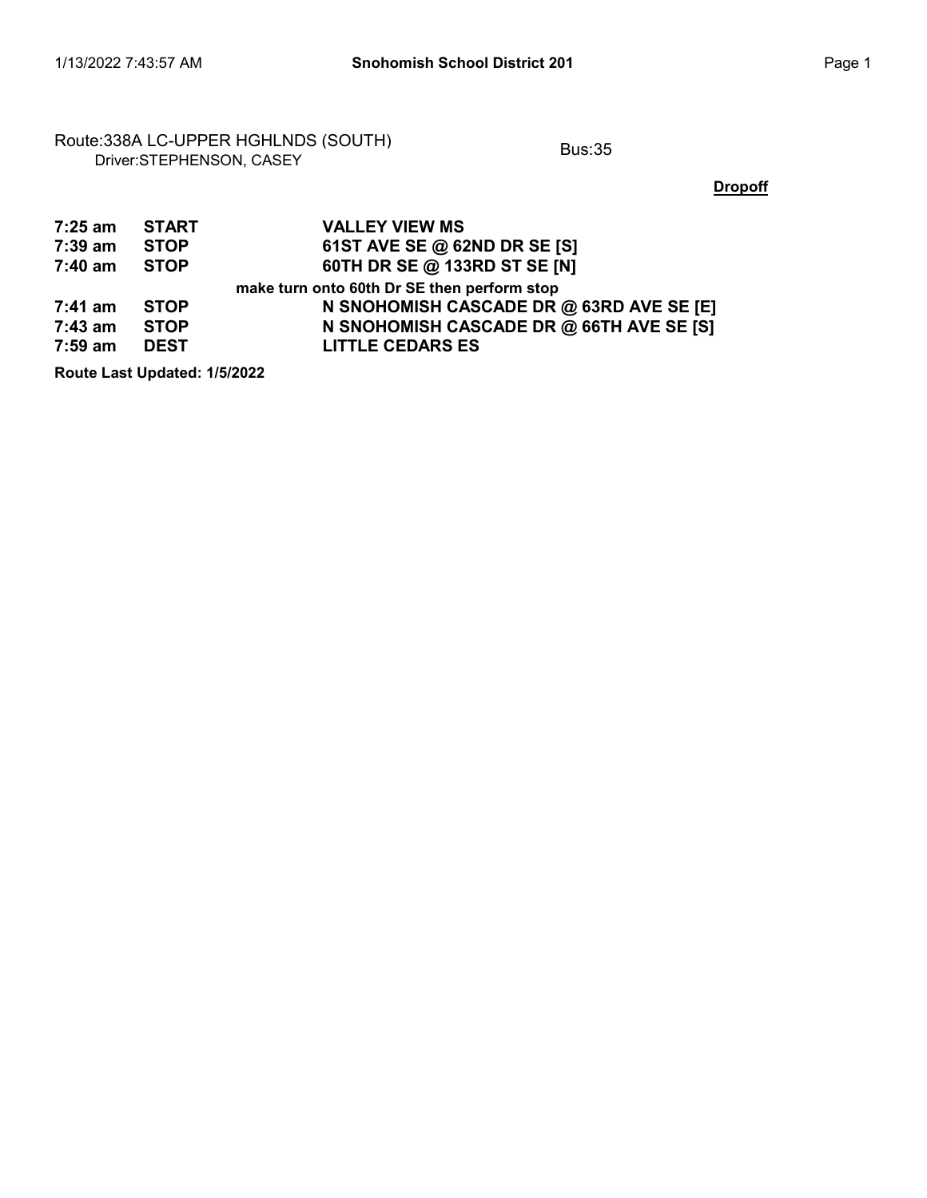Route:338A LC-UPPER HGHLNDS (SOUTH)
Driver:STEPHENSON, CASEY

Bus:35

**Dropoff**

| | | |
|---|---|---|
| **7:25 am** | **START** | **VALLEY VIEW MS** |
| **7:39 am** | **STOP** | **61ST AVE SE @ 62ND DR SE [S]** |
| **7:40 am** | **STOP** | **60TH DR SE @ 133RD ST SE [N]** |
| | | **make turn onto 60th Dr SE then perform stop** |
| **7:41 am** | **STOP** | **N SNOHOMISH CASCADE DR @ 63RD AVE SE [E]** |
| **7:43 am** | **STOP** | **N SNOHOMISH CASCADE DR @ 66TH AVE SE [S]** |
| **7:59 am** | **DEST** | **LITTLE CEDARS ES** |

**Route Last Updated: 1/5/2022**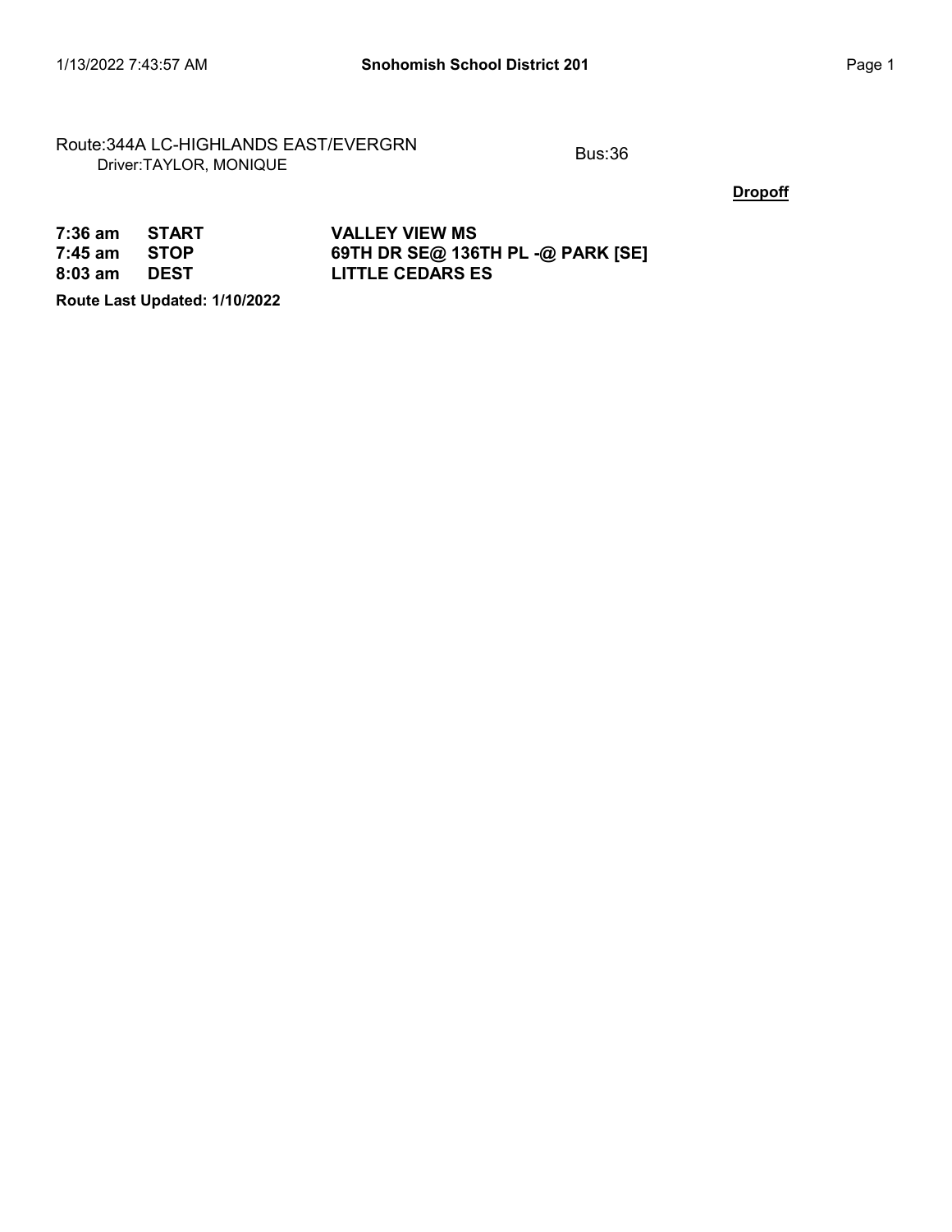Route:344A LC-HIGHLANDS EAST/EVERGRN
Driver:TAYLOR, MONIQUE

Bus:36

**Dropoff**

| | | |
|---|---|---|
| **7:36 am** | **START** | **VALLEY VIEW MS** |
| **7:45 am** | **STOP** | **69TH DR SE@ 136TH PL -@ PARK [SE]** |
| **8:03 am** | **DEST** | **LITTLE CEDARS ES** |

**Route Last Updated: 1/10/2022**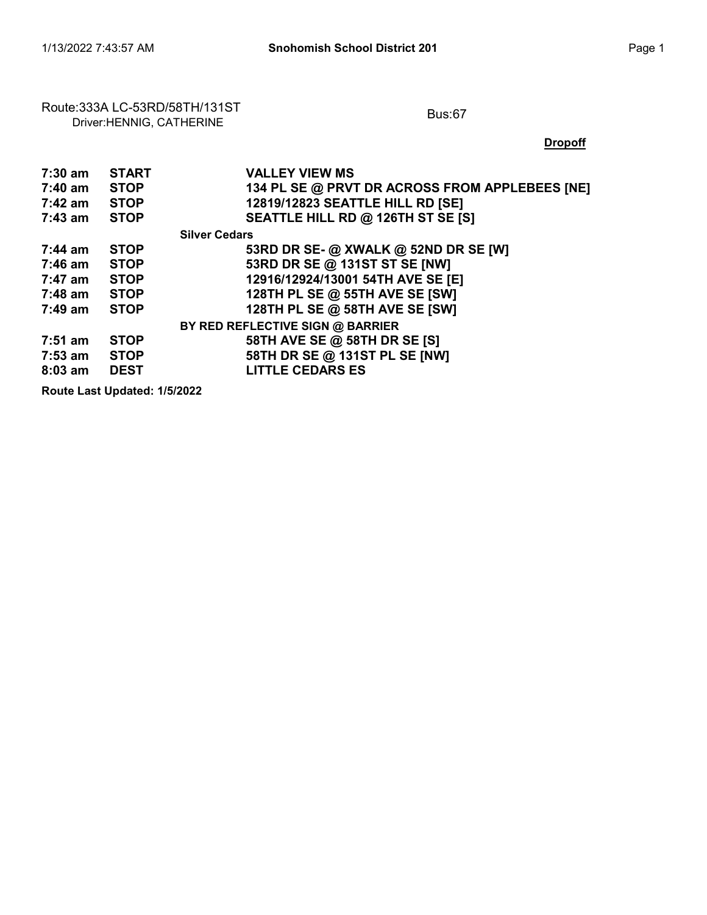Route:333A LC-53RD/58TH/131ST
Driver:HENNIG, CATHERINE

Bus:67

**Dropoff**

| | | |
|---|---|---|
| **7:30 am** | **START** | **VALLEY VIEW MS** |
| **7:40 am** | **STOP** | **134 PL SE @ PRVT DR ACROSS FROM APPLEBEES [NE]** |
| **7:42 am** | **STOP** | **12819/12823 SEATTLE HILL RD [SE]** |
| **7:43 am** | **STOP** | **SEATTLE HILL RD @ 126TH ST SE [S]** |
| | | **Silver Cedars** |
| **7:44 am** | **STOP** | **53RD DR SE- @ XWALK @ 52ND DR SE [W]** |
| **7:46 am** | **STOP** | **53RD DR SE @ 131ST ST SE [NW]** |
| **7:47 am** | **STOP** | **12916/12924/13001 54TH AVE SE [E]** |
| **7:48 am** | **STOP** | **128TH PL SE @ 55TH AVE SE [SW]** |
| **7:49 am** | **STOP** | **128TH PL SE @ 58TH AVE SE [SW]** |
| | | **BY RED REFLECTIVE SIGN @ BARRIER** |
| **7:51 am** | **STOP** | **58TH AVE SE @ 58TH DR SE [S]** |
| **7:53 am** | **STOP** | **58TH DR SE @ 131ST PL SE [NW]** |
| **8:03 am** | **DEST** | **LITTLE CEDARS ES** |

**Route Last Updated: 1/5/2022**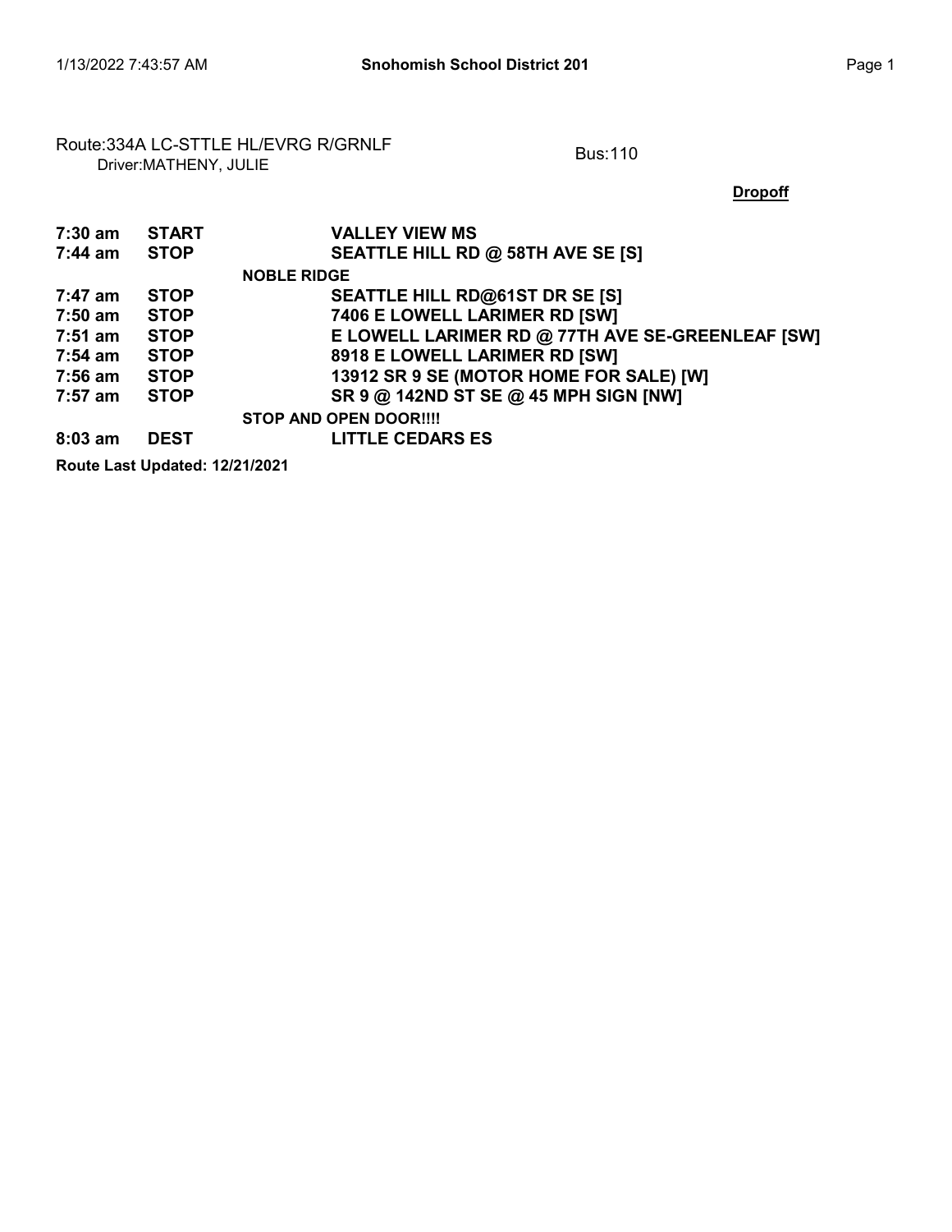Route:334A LC-STTLE HL/EVRG R/GRNLF
Driver:MATHENY, JULIE

Bus:110

**Dropoff**

| Time | Type | Location |
|---|---|---|
| **7:30 am** | **START** | **VALLEY VIEW MS** |
| **7:44 am** | **STOP** | **SEATTLE HILL RD @ 58TH AVE SE [S]** |
| | | **NOBLE RIDGE** |
| **7:47 am** | **STOP** | **SEATTLE HILL RD@61ST DR SE [S]** |
| **7:50 am** | **STOP** | **7406 E LOWELL LARIMER RD [SW]** |
| **7:51 am** | **STOP** | **E LOWELL LARIMER RD @ 77TH AVE SE-GREENLEAF [SW]** |
| **7:54 am** | **STOP** | **8918 E LOWELL LARIMER RD [SW]** |
| **7:56 am** | **STOP** | **13912 SR 9 SE (MOTOR HOME FOR SALE) [W]** |
| **7:57 am** | **STOP** | **SR 9 @ 142ND ST SE @ 45 MPH SIGN [NW]** |
| | | **STOP AND OPEN DOOR!!!!** |
| **8:03 am** | **DEST** | **LITTLE CEDARS ES** |

**Route Last Updated: 12/21/2021**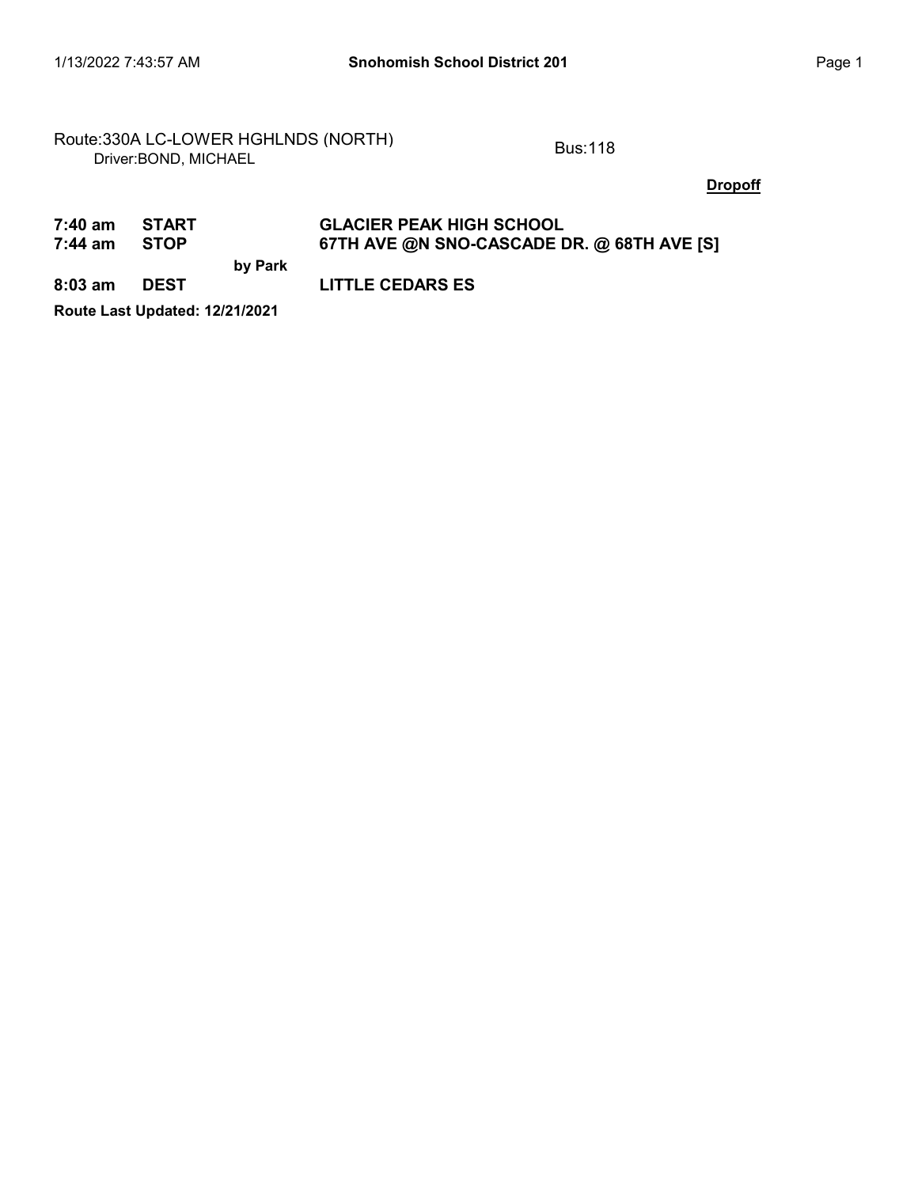Route:330A LC-LOWER HGHLNDS (NORTH)
Driver:BOND, MICHAEL

Bus:118

**Dropoff**

| | | | |
|---|---|---|---|
| **7:40 am** | **START** | | **GLACIER PEAK HIGH SCHOOL** |
| **7:44 am** | **STOP** | | **67TH AVE @N SNO-CASCADE DR. @ 68TH AVE [S]** |
| | | **by Park** | |
| **8:03 am** | **DEST** | | **LITTLE CEDARS ES** |

**Route Last Updated: 12/21/2021**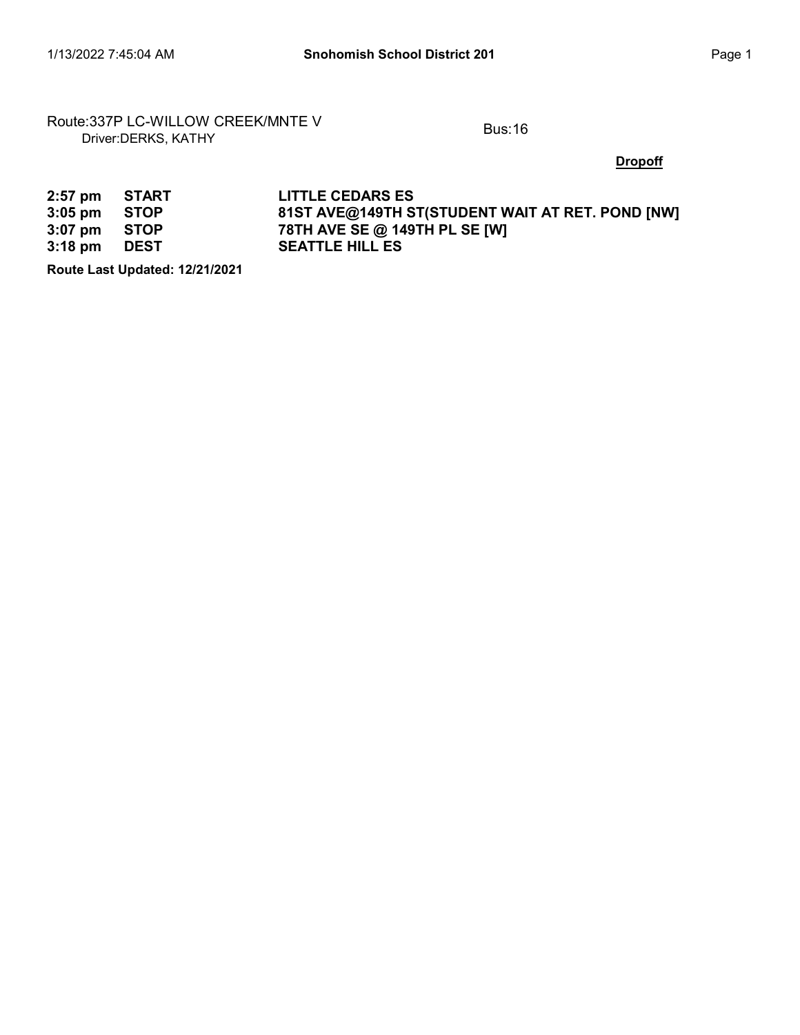Route:337P LC-WILLOW CREEK/MNTE V
Driver:DERKS, KATHY

Bus:16

**Dropoff**

| | | |
|---|---|---|
| **2:57 pm** | **START** | **LITTLE CEDARS ES** |
| **3:05 pm** | **STOP** | **81ST AVE@149TH ST(STUDENT WAIT AT RET. POND [NW]** |
| **3:07 pm** | **STOP** | **78TH AVE SE @ 149TH PL SE [W]** |
| **3:18 pm** | **DEST** | **SEATTLE HILL ES** |

**Route Last Updated: 12/21/2021**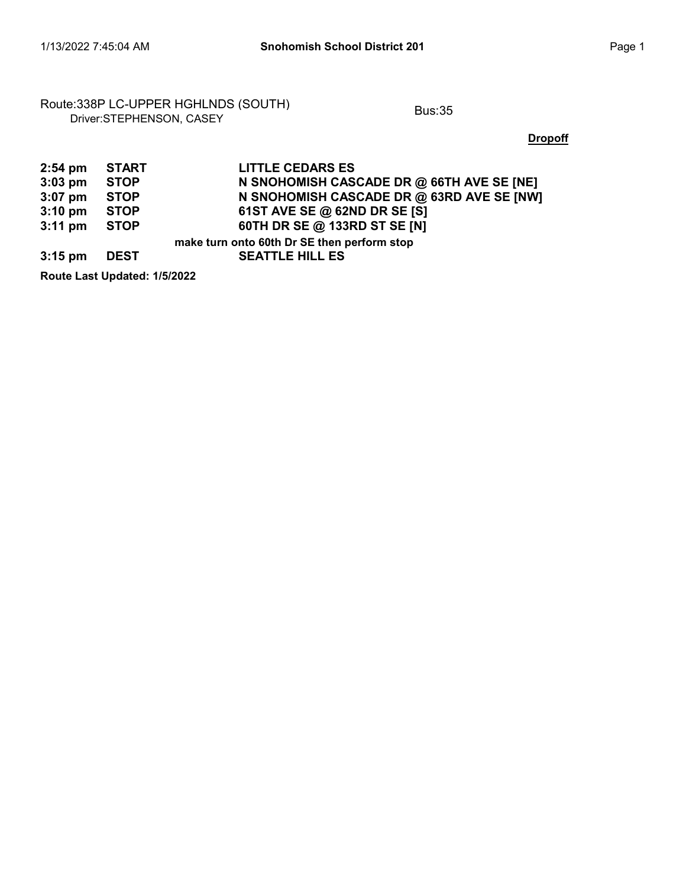Route:338P LC-UPPER HGHLNDS (SOUTH)
Driver:STEPHENSON, CASEY

Bus:35

**Dropoff**

| | | |
|---|---|---|
| **2:54 pm** | **START** | **LITTLE CEDARS ES** |
| **3:03 pm** | **STOP** | **N SNOHOMISH CASCADE DR @ 66TH AVE SE [NE]** |
| **3:07 pm** | **STOP** | **N SNOHOMISH CASCADE DR @ 63RD AVE SE [NW]** |
| **3:10 pm** | **STOP** | **61ST AVE SE @ 62ND DR SE [S]** |
| **3:11 pm** | **STOP** | **60TH DR SE @ 133RD ST SE [N]** |
| | | **make turn onto 60th Dr SE then perform stop** |
| **3:15 pm** | **DEST** | **SEATTLE HILL ES** |

**Route Last Updated: 1/5/2022**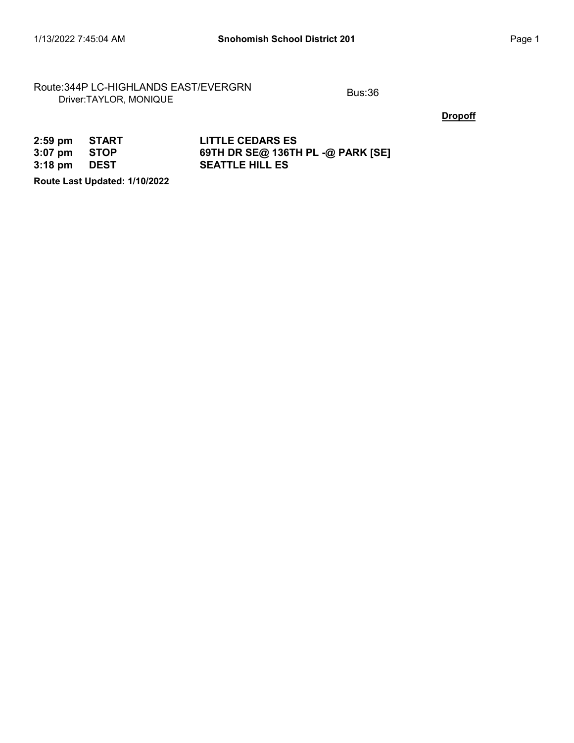Route:344P LC-HIGHLANDS EAST/EVERGRN
Driver:TAYLOR, MONIQUE

Bus:36

**Dropoff**

| | | |
|---|---|---|
| **2:59 pm** | **START** | **LITTLE CEDARS ES** |
| **3:07 pm** | **STOP** | **69TH DR SE@ 136TH PL -@ PARK [SE]** |
| **3:18 pm** | **DEST** | **SEATTLE HILL ES** |

**Route Last Updated: 1/10/2022**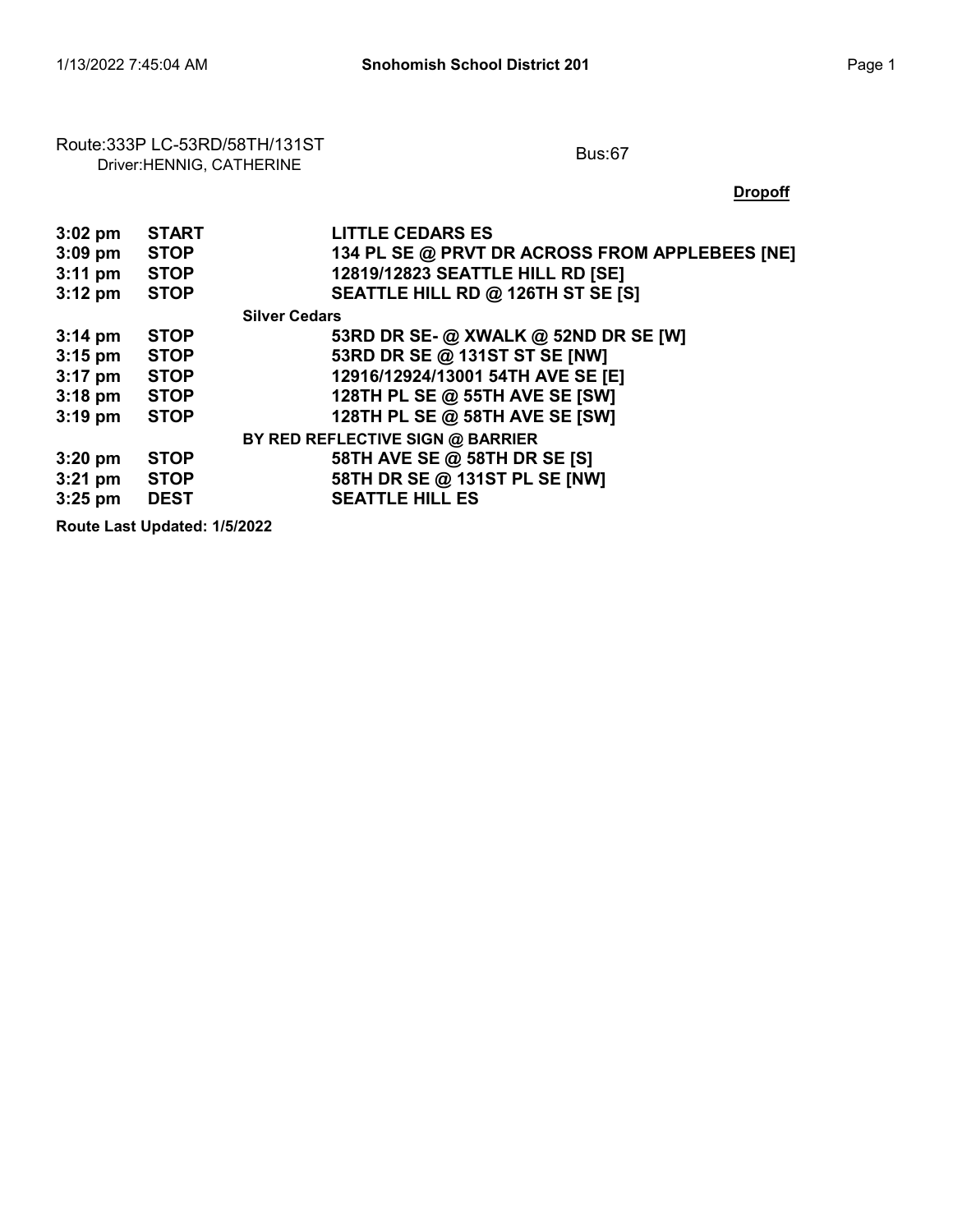Route:333P LC-53RD/58TH/131ST
Driver:HENNIG, CATHERINE

Bus:67

**Dropoff**

| Time | Type | Location |
|---|---|---|
| **3:02 pm** | **START** | **LITTLE CEDARS ES** |
| **3:09 pm** | **STOP** | **134 PL SE @ PRVT DR ACROSS FROM APPLEBEES [NE]** |
| **3:11 pm** | **STOP** | **12819/12823 SEATTLE HILL RD [SE]** |
| **3:12 pm** | **STOP** | **SEATTLE HILL RD @ 126TH ST SE [S]** |
| | | Silver Cedars |
| **3:14 pm** | **STOP** | **53RD DR SE- @ XWALK @ 52ND DR SE [W]** |
| **3:15 pm** | **STOP** | **53RD DR SE @ 131ST ST SE [NW]** |
| **3:17 pm** | **STOP** | **12916/12924/13001 54TH AVE SE [E]** |
| **3:18 pm** | **STOP** | **128TH PL SE @ 55TH AVE SE [SW]** |
| **3:19 pm** | **STOP** | **128TH PL SE @ 58TH AVE SE [SW]** |
| | | BY RED REFLECTIVE SIGN @ BARRIER |
| **3:20 pm** | **STOP** | **58TH AVE SE @ 58TH DR SE [S]** |
| **3:21 pm** | **STOP** | **58TH DR SE @ 131ST PL SE [NW]** |
| **3:25 pm** | **DEST** | **SEATTLE HILL ES** |

**Route Last Updated: 1/5/2022**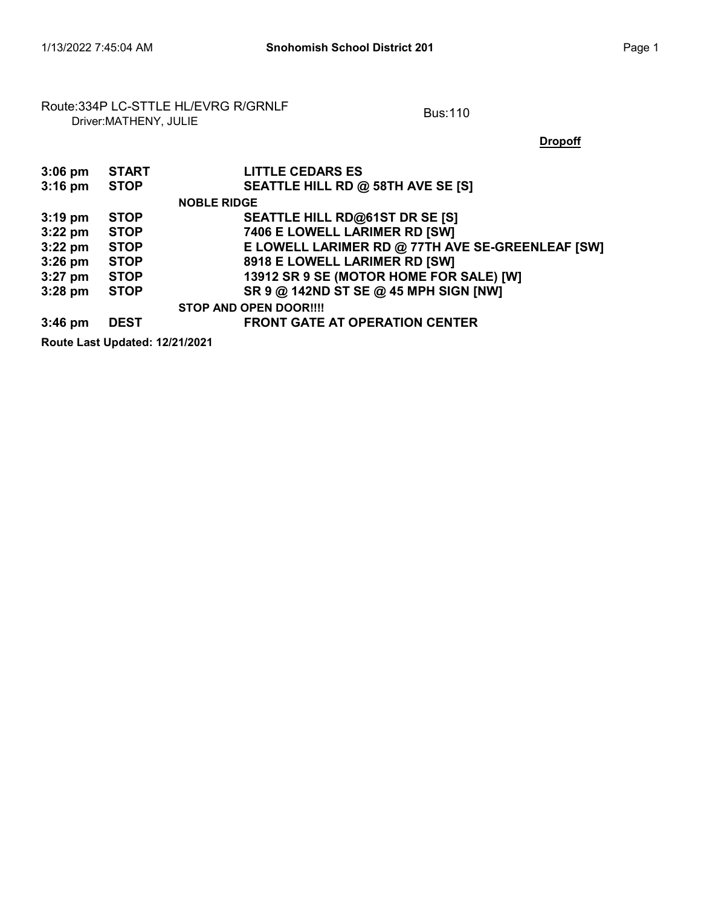Route:334P LC-STTLE HL/EVRG R/GRNLF
Driver:MATHENY, JULIE

Bus:110

**Dropoff**

| | | |
|---|---|---|
| **3:06 pm** | **START** | **LITTLE CEDARS ES** |
| **3:16 pm** | **STOP** | **SEATTLE HILL RD @ 58TH AVE SE [S]** |
| | | **NOBLE RIDGE** |
| **3:19 pm** | **STOP** | **SEATTLE HILL RD@61ST DR SE [S]** |
| **3:22 pm** | **STOP** | **7406 E LOWELL LARIMER RD [SW]** |
| **3:22 pm** | **STOP** | **E LOWELL LARIMER RD @ 77TH AVE SE-GREENLEAF [SW]** |
| **3:26 pm** | **STOP** | **8918 E LOWELL LARIMER RD [SW]** |
| **3:27 pm** | **STOP** | **13912 SR 9 SE (MOTOR HOME FOR SALE) [W]** |
| **3:28 pm** | **STOP** | **SR 9 @ 142ND ST SE @ 45 MPH SIGN [NW]** |
| | | **STOP AND OPEN DOOR!!!!** |
| **3:46 pm** | **DEST** | **FRONT GATE AT OPERATION CENTER** |

**Route Last Updated: 12/21/2021**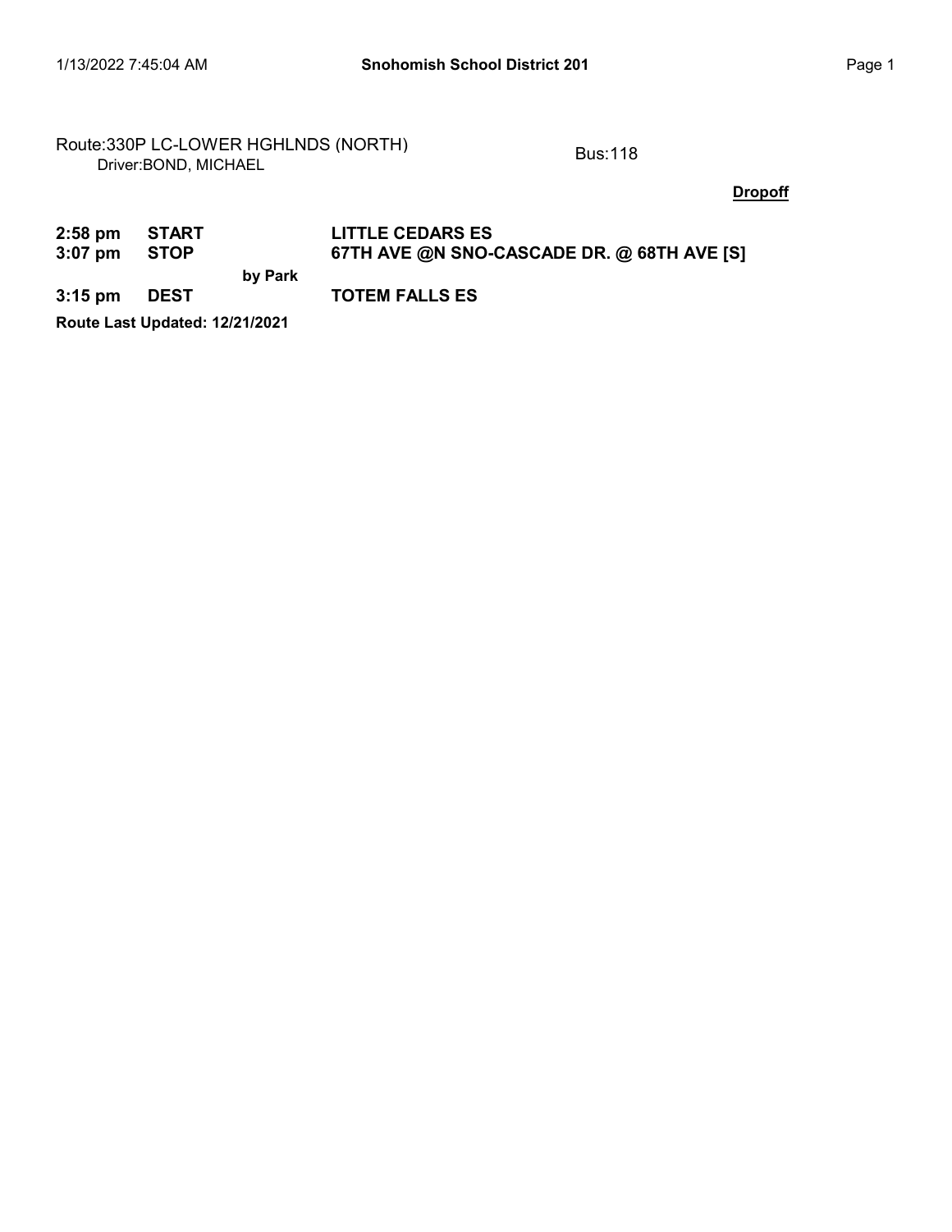Route:330P LC-LOWER HGHLNDS (NORTH)
Driver:BOND, MICHAEL

Bus:118

**Dropoff**

| | | | |
|---|---|---|---|
| **2:58 pm** | **START** | | **LITTLE CEDARS ES** |
| **3:07 pm** | **STOP** | **by Park** | **67TH AVE @N SNO-CASCADE DR. @ 68TH AVE [S]** |
| **3:15 pm** | **DEST** | | **TOTEM FALLS ES** |

**Route Last Updated: 12/21/2021**